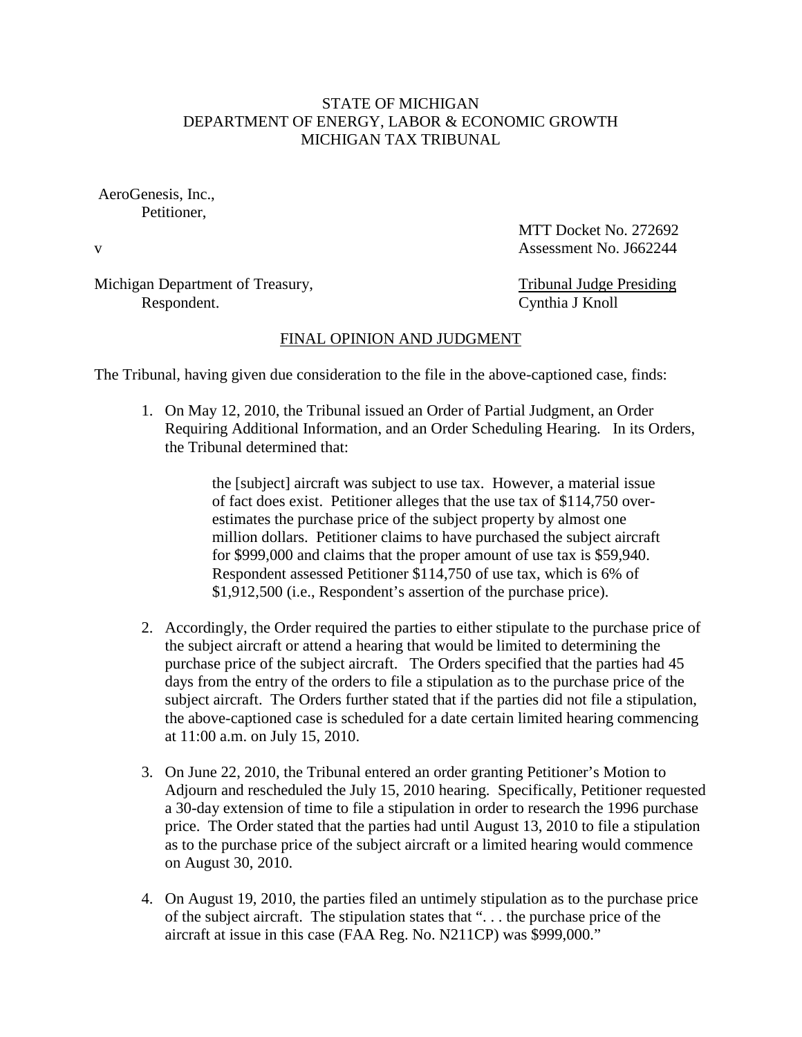STATE OF MICHIGAN
DEPARTMENT OF ENERGY, LABOR & ECONOMIC GROWTH
MICHIGAN TAX TRIBUNAL

AeroGenesis, Inc.,
Petitioner,

v

Michigan Department of Treasury,
Respondent.

MTT Docket No. 272692
Assessment No. J662244

Tribunal Judge Presiding
Cynthia J Knoll

## FINAL OPINION AND JUDGMENT

The Tribunal, having given due consideration to the file in the above-captioned case, finds:

1. On May 12, 2010, the Tribunal issued an Order of Partial Judgment, an Order Requiring Additional Information, and an Order Scheduling Hearing. In its Orders, the Tribunal determined that:

   > the [subject] aircraft was subject to use tax. However, a material issue of fact does exist. Petitioner alleges that the use tax of $114,750 over-estimates the purchase price of the subject property by almost one million dollars. Petitioner claims to have purchased the subject aircraft for $999,000 and claims that the proper amount of use tax is $59,940. Respondent assessed Petitioner $114,750 of use tax, which is 6% of $1,912,500 (i.e., Respondent's assertion of the purchase price).

2. Accordingly, the Order required the parties to either stipulate to the purchase price of the subject aircraft or attend a hearing that would be limited to determining the purchase price of the subject aircraft. The Orders specified that the parties had 45 days from the entry of the orders to file a stipulation as to the purchase price of the subject aircraft. The Orders further stated that if the parties did not file a stipulation, the above-captioned case is scheduled for a date certain limited hearing commencing at 11:00 a.m. on July 15, 2010.

3. On June 22, 2010, the Tribunal entered an order granting Petitioner's Motion to Adjourn and rescheduled the July 15, 2010 hearing. Specifically, Petitioner requested a 30-day extension of time to file a stipulation in order to research the 1996 purchase price. The Order stated that the parties had until August 13, 2010 to file a stipulation as to the purchase price of the subject aircraft or a limited hearing would commence on August 30, 2010.

4. On August 19, 2010, the parties filed an untimely stipulation as to the purchase price of the subject aircraft. The stipulation states that ". . . the purchase price of the aircraft at issue in this case (FAA Reg. No. N211CP) was $999,000."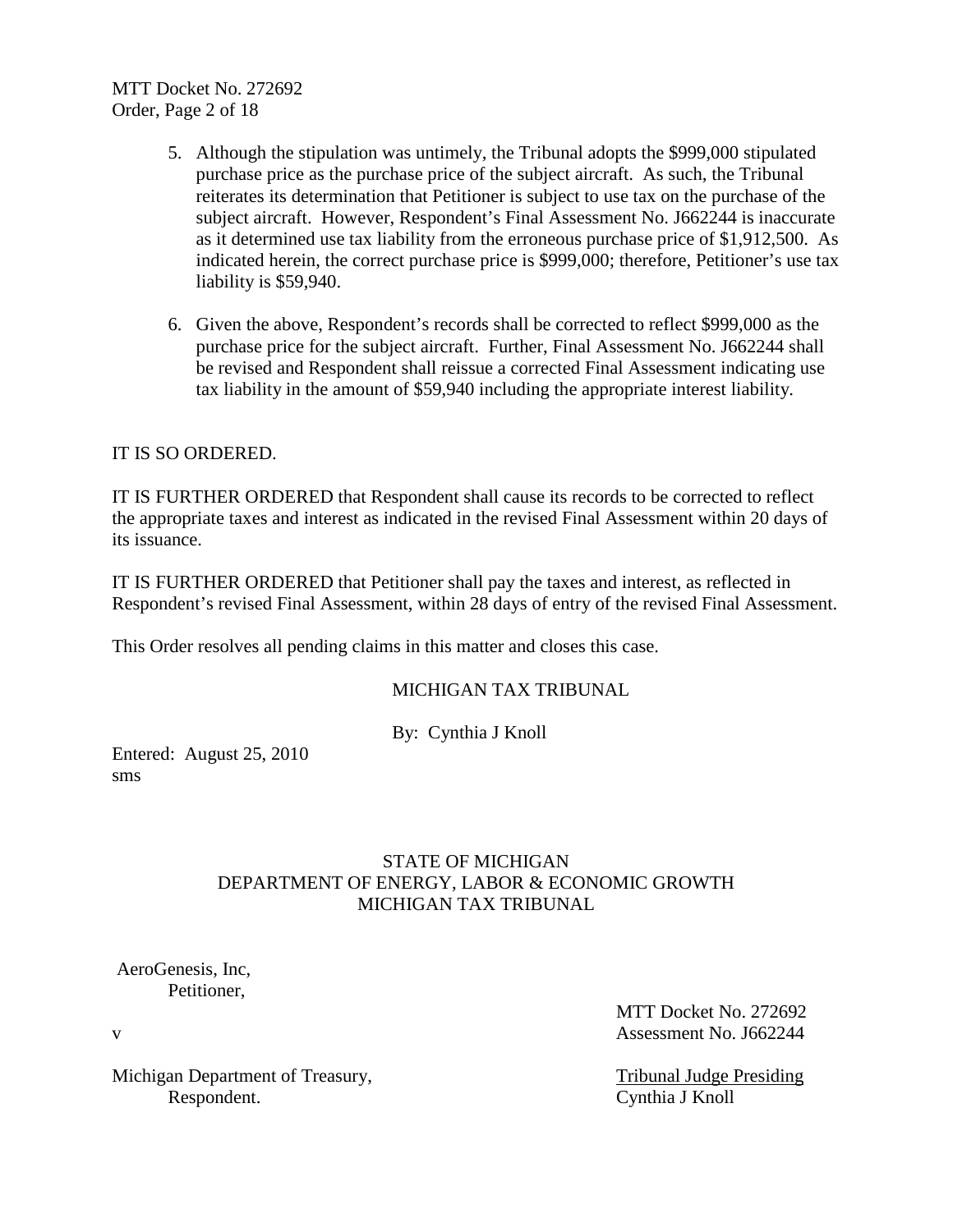5. Although the stipulation was untimely, the Tribunal adopts the $999,000 stipulated purchase price as the purchase price of the subject aircraft. As such, the Tribunal reiterates its determination that Petitioner is subject to use tax on the purchase of the subject aircraft. However, Respondent's Final Assessment No. J662244 is inaccurate as it determined use tax liability from the erroneous purchase price of $1,912,500. As indicated herein, the correct purchase price is $999,000; therefore, Petitioner's use tax liability is $59,940.

6. Given the above, Respondent's records shall be corrected to reflect $999,000 as the purchase price for the subject aircraft. Further, Final Assessment No. J662244 shall be revised and Respondent shall reissue a corrected Final Assessment indicating use tax liability in the amount of $59,940 including the appropriate interest liability.

IT IS SO ORDERED.

IT IS FURTHER ORDERED that Respondent shall cause its records to be corrected to reflect the appropriate taxes and interest as indicated in the revised Final Assessment within 20 days of its issuance.

IT IS FURTHER ORDERED that Petitioner shall pay the taxes and interest, as reflected in Respondent's revised Final Assessment, within 28 days of entry of the revised Final Assessment.

This Order resolves all pending claims in this matter and closes this case.

MICHIGAN TAX TRIBUNAL

By: Cynthia J Knoll

Entered: August 25, 2010
sms

STATE OF MICHIGAN
DEPARTMENT OF ENERGY, LABOR & ECONOMIC GROWTH
MICHIGAN TAX TRIBUNAL

AeroGenesis, Inc,
Petitioner,

v

Michigan Department of Treasury,
Respondent.

MTT Docket No. 272692
Assessment No. J662244

Tribunal Judge Presiding
Cynthia J Knoll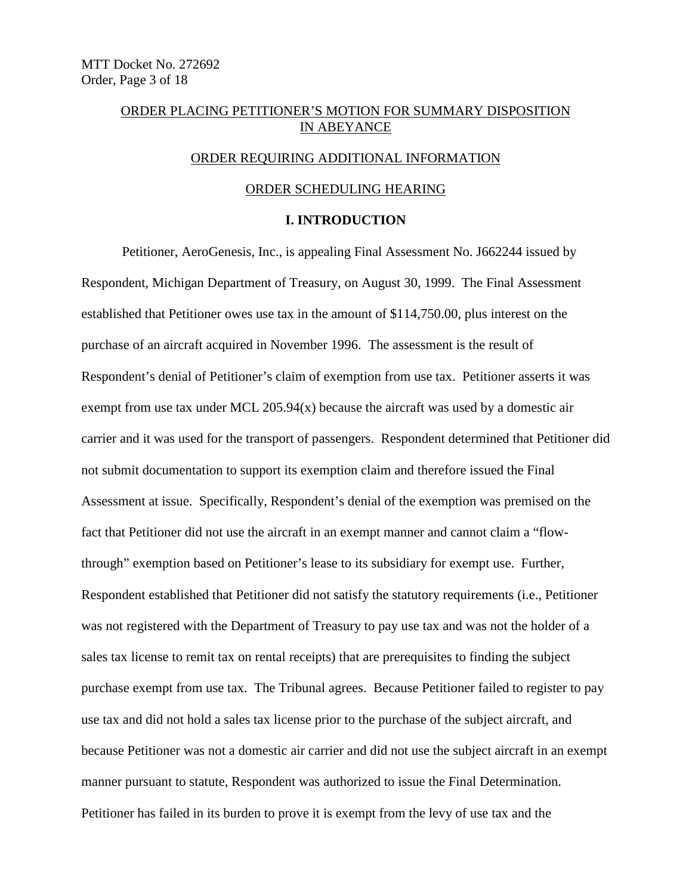ORDER PLACING PETITIONER'S MOTION FOR SUMMARY DISPOSITION IN ABEYANCE

ORDER REQUIRING ADDITIONAL INFORMATION

ORDER SCHEDULING HEARING

## I. INTRODUCTION

Petitioner, AeroGenesis, Inc., is appealing Final Assessment No. J662244 issued by Respondent, Michigan Department of Treasury, on August 30, 1999. The Final Assessment established that Petitioner owes use tax in the amount of $114,750.00, plus interest on the purchase of an aircraft acquired in November 1996. The assessment is the result of Respondent's denial of Petitioner's claim of exemption from use tax. Petitioner asserts it was exempt from use tax under MCL 205.94(x) because the aircraft was used by a domestic air carrier and it was used for the transport of passengers. Respondent determined that Petitioner did not submit documentation to support its exemption claim and therefore issued the Final Assessment at issue. Specifically, Respondent's denial of the exemption was premised on the fact that Petitioner did not use the aircraft in an exempt manner and cannot claim a "flow-through" exemption based on Petitioner's lease to its subsidiary for exempt use. Further, Respondent established that Petitioner did not satisfy the statutory requirements (i.e., Petitioner was not registered with the Department of Treasury to pay use tax and was not the holder of a sales tax license to remit tax on rental receipts) that are prerequisites to finding the subject purchase exempt from use tax. The Tribunal agrees. Because Petitioner failed to register to pay use tax and did not hold a sales tax license prior to the purchase of the subject aircraft, and because Petitioner was not a domestic air carrier and did not use the subject aircraft in an exempt manner pursuant to statute, Respondent was authorized to issue the Final Determination. Petitioner has failed in its burden to prove it is exempt from the levy of use tax and the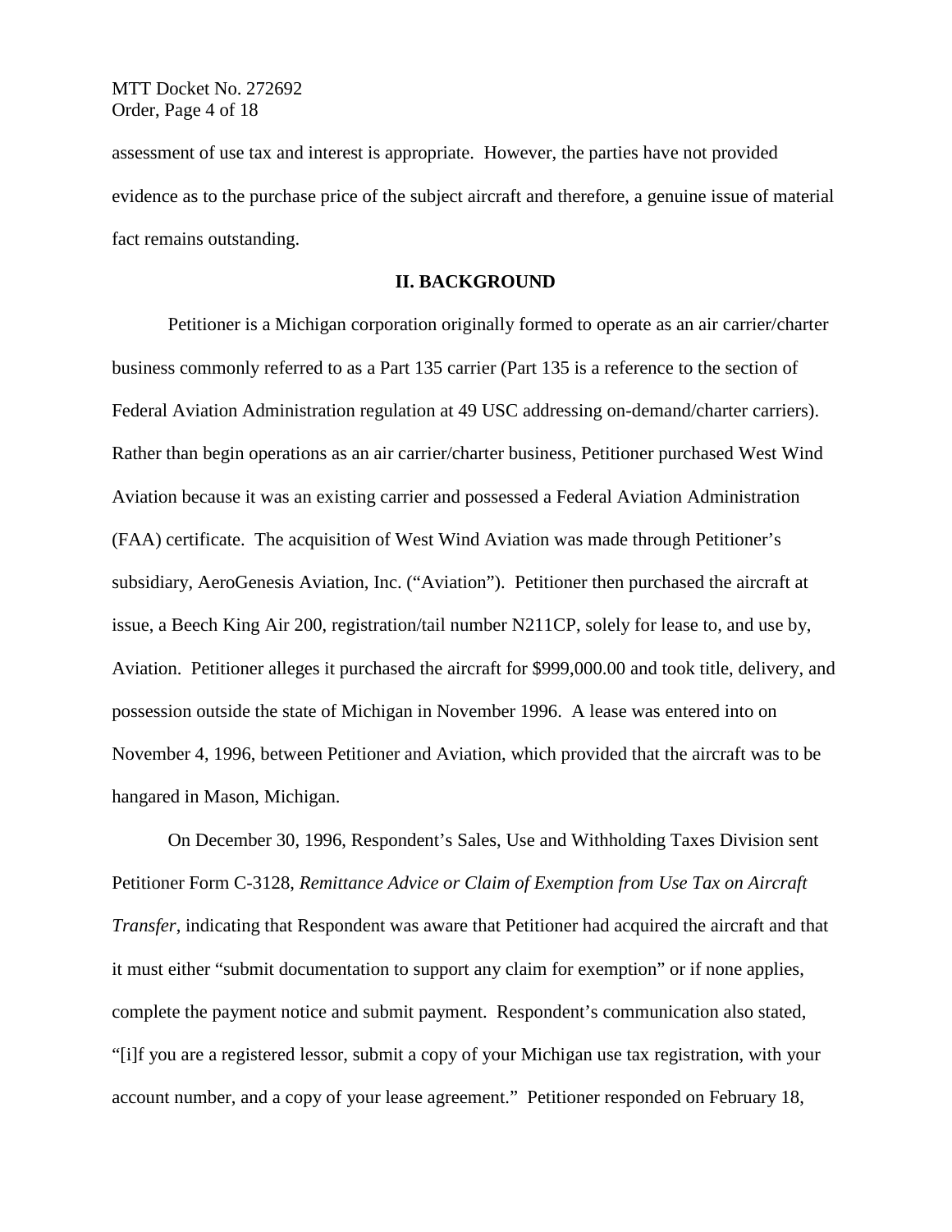assessment of use tax and interest is appropriate. However, the parties have not provided evidence as to the purchase price of the subject aircraft and therefore, a genuine issue of material fact remains outstanding.

## II. BACKGROUND

Petitioner is a Michigan corporation originally formed to operate as an air carrier/charter business commonly referred to as a Part 135 carrier (Part 135 is a reference to the section of Federal Aviation Administration regulation at 49 USC addressing on-demand/charter carriers). Rather than begin operations as an air carrier/charter business, Petitioner purchased West Wind Aviation because it was an existing carrier and possessed a Federal Aviation Administration (FAA) certificate. The acquisition of West Wind Aviation was made through Petitioner's subsidiary, AeroGenesis Aviation, Inc. ("Aviation"). Petitioner then purchased the aircraft at issue, a Beech King Air 200, registration/tail number N211CP, solely for lease to, and use by, Aviation. Petitioner alleges it purchased the aircraft for $999,000.00 and took title, delivery, and possession outside the state of Michigan in November 1996. A lease was entered into on November 4, 1996, between Petitioner and Aviation, which provided that the aircraft was to be hangared in Mason, Michigan.

On December 30, 1996, Respondent's Sales, Use and Withholding Taxes Division sent Petitioner Form C-3128, *Remittance Advice or Claim of Exemption from Use Tax on Aircraft Transfer*, indicating that Respondent was aware that Petitioner had acquired the aircraft and that it must either "submit documentation to support any claim for exemption" or if none applies, complete the payment notice and submit payment. Respondent's communication also stated, "[i]f you are a registered lessor, submit a copy of your Michigan use tax registration, with your account number, and a copy of your lease agreement." Petitioner responded on February 18,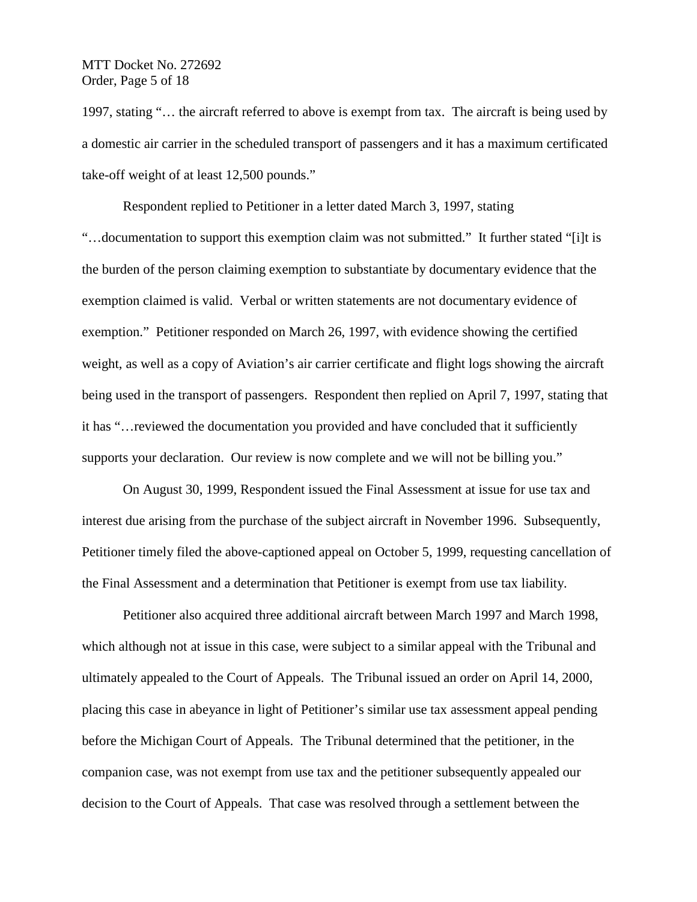1997, stating "… the aircraft referred to above is exempt from tax. The aircraft is being used by a domestic air carrier in the scheduled transport of passengers and it has a maximum certificated take-off weight of at least 12,500 pounds."

Respondent replied to Petitioner in a letter dated March 3, 1997, stating "…documentation to support this exemption claim was not submitted." It further stated "[i]t is the burden of the person claiming exemption to substantiate by documentary evidence that the exemption claimed is valid. Verbal or written statements are not documentary evidence of exemption." Petitioner responded on March 26, 1997, with evidence showing the certified weight, as well as a copy of Aviation's air carrier certificate and flight logs showing the aircraft being used in the transport of passengers. Respondent then replied on April 7, 1997, stating that it has "…reviewed the documentation you provided and have concluded that it sufficiently supports your declaration. Our review is now complete and we will not be billing you."

On August 30, 1999, Respondent issued the Final Assessment at issue for use tax and interest due arising from the purchase of the subject aircraft in November 1996. Subsequently, Petitioner timely filed the above-captioned appeal on October 5, 1999, requesting cancellation of the Final Assessment and a determination that Petitioner is exempt from use tax liability.

Petitioner also acquired three additional aircraft between March 1997 and March 1998, which although not at issue in this case, were subject to a similar appeal with the Tribunal and ultimately appealed to the Court of Appeals. The Tribunal issued an order on April 14, 2000, placing this case in abeyance in light of Petitioner's similar use tax assessment appeal pending before the Michigan Court of Appeals. The Tribunal determined that the petitioner, in the companion case, was not exempt from use tax and the petitioner subsequently appealed our decision to the Court of Appeals. That case was resolved through a settlement between the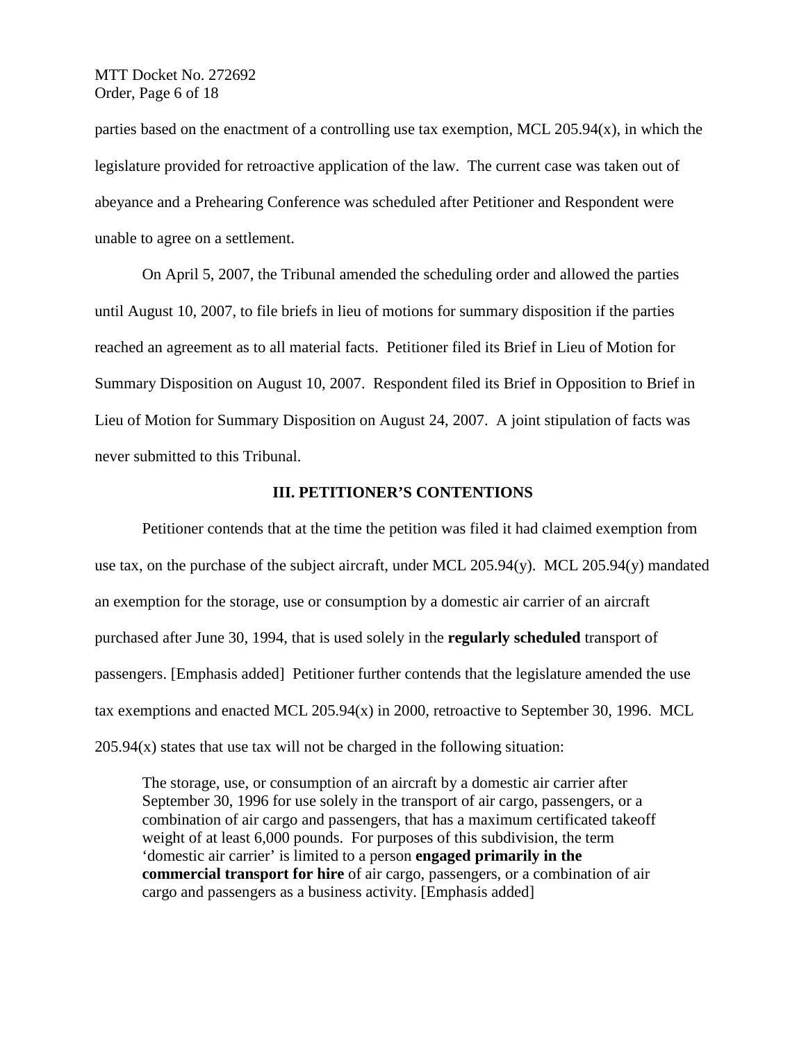parties based on the enactment of a controlling use tax exemption, MCL 205.94(x), in which the legislature provided for retroactive application of the law. The current case was taken out of abeyance and a Prehearing Conference was scheduled after Petitioner and Respondent were unable to agree on a settlement.

On April 5, 2007, the Tribunal amended the scheduling order and allowed the parties until August 10, 2007, to file briefs in lieu of motions for summary disposition if the parties reached an agreement as to all material facts. Petitioner filed its Brief in Lieu of Motion for Summary Disposition on August 10, 2007. Respondent filed its Brief in Opposition to Brief in Lieu of Motion for Summary Disposition on August 24, 2007. A joint stipulation of facts was never submitted to this Tribunal.

## III. PETITIONER'S CONTENTIONS

Petitioner contends that at the time the petition was filed it had claimed exemption from use tax, on the purchase of the subject aircraft, under MCL 205.94(y). MCL 205.94(y) mandated an exemption for the storage, use or consumption by a domestic air carrier of an aircraft purchased after June 30, 1994, that is used solely in the **regularly scheduled** transport of passengers. [Emphasis added] Petitioner further contends that the legislature amended the use tax exemptions and enacted MCL 205.94(x) in 2000, retroactive to September 30, 1996. MCL 205.94(x) states that use tax will not be charged in the following situation:

> The storage, use, or consumption of an aircraft by a domestic air carrier after September 30, 1996 for use solely in the transport of air cargo, passengers, or a combination of air cargo and passengers, that has a maximum certificated takeoff weight of at least 6,000 pounds. For purposes of this subdivision, the term 'domestic air carrier' is limited to a person **engaged primarily in the commercial transport for hire** of air cargo, passengers, or a combination of air cargo and passengers as a business activity. [Emphasis added]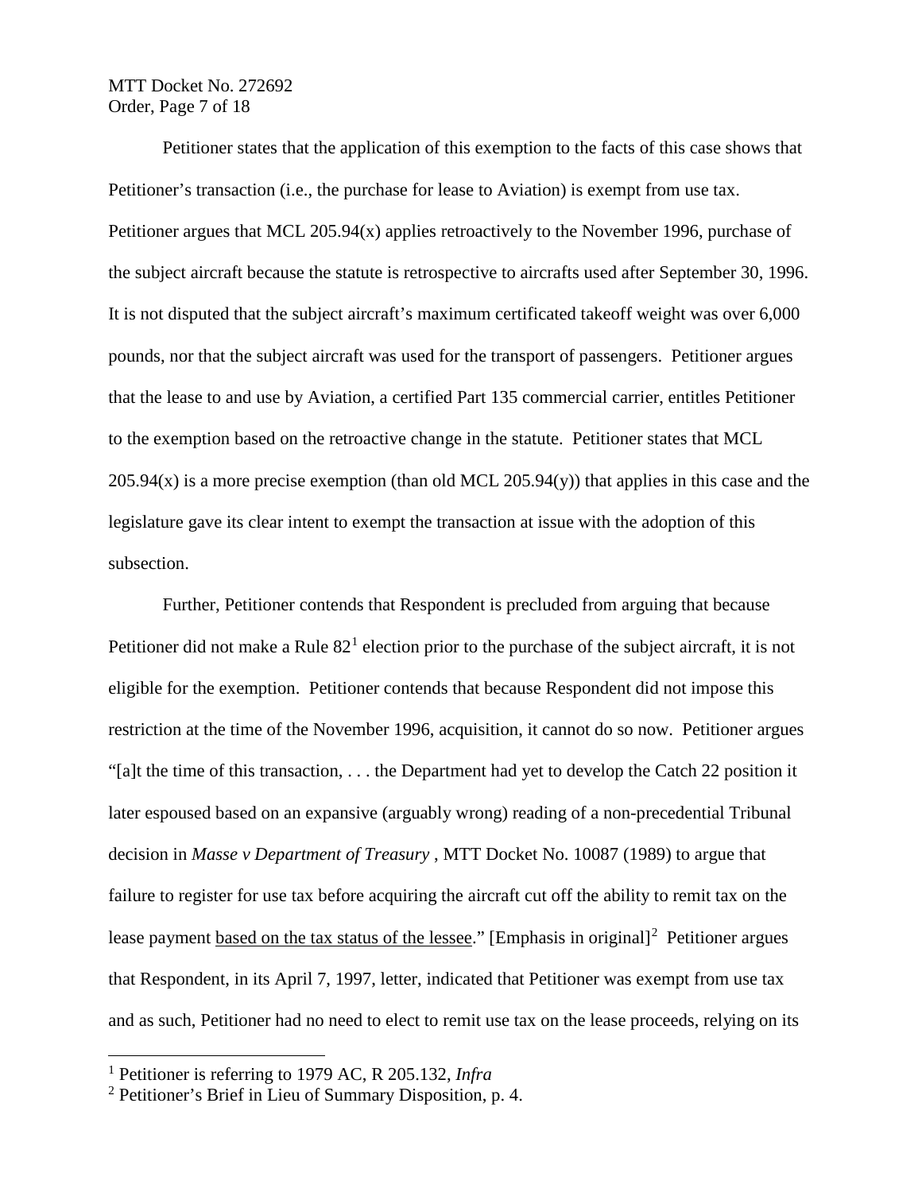Petitioner states that the application of this exemption to the facts of this case shows that Petitioner's transaction (i.e., the purchase for lease to Aviation) is exempt from use tax. Petitioner argues that MCL 205.94(x) applies retroactively to the November 1996, purchase of the subject aircraft because the statute is retrospective to aircrafts used after September 30, 1996. It is not disputed that the subject aircraft's maximum certificated takeoff weight was over 6,000 pounds, nor that the subject aircraft was used for the transport of passengers. Petitioner argues that the lease to and use by Aviation, a certified Part 135 commercial carrier, entitles Petitioner to the exemption based on the retroactive change in the statute. Petitioner states that MCL 205.94(x) is a more precise exemption (than old MCL 205.94(y)) that applies in this case and the legislature gave its clear intent to exempt the transaction at issue with the adoption of this subsection.

Further, Petitioner contends that Respondent is precluded from arguing that because Petitioner did not make a Rule 82[1] election prior to the purchase of the subject aircraft, it is not eligible for the exemption. Petitioner contends that because Respondent did not impose this restriction at the time of the November 1996, acquisition, it cannot do so now. Petitioner argues "[a]t the time of this transaction, . . . the Department had yet to develop the Catch 22 position it later espoused based on an expansive (arguably wrong) reading of a non-precedential Tribunal decision in *Masse v Department of Treasury* , MTT Docket No. 10087 (1989) to argue that failure to register for use tax before acquiring the aircraft cut off the ability to remit tax on the lease payment <u>based on the tax status of the lessee</u>." [Emphasis in original][2] Petitioner argues that Respondent, in its April 7, 1997, letter, indicated that Petitioner was exempt from use tax and as such, Petitioner had no need to elect to remit use tax on the lease proceeds, relying on its

[1] Petitioner is referring to 1979 AC, R 205.132, *Infra*

[2] Petitioner's Brief in Lieu of Summary Disposition, p. 4.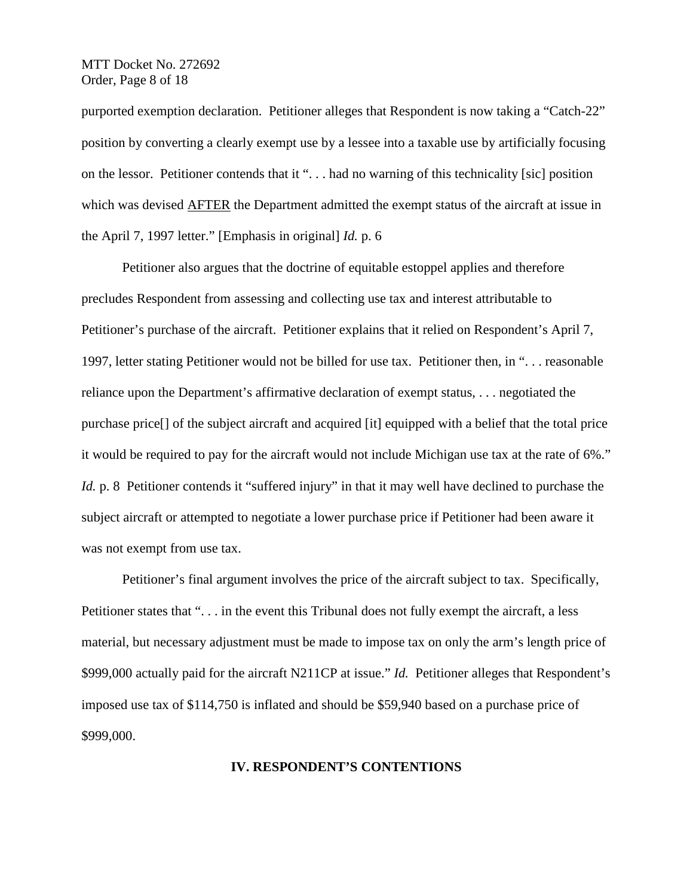purported exemption declaration. Petitioner alleges that Respondent is now taking a "Catch-22" position by converting a clearly exempt use by a lessee into a taxable use by artificially focusing on the lessor. Petitioner contends that it ". . . had no warning of this technicality [sic] position which was devised AFTER the Department admitted the exempt status of the aircraft at issue in the April 7, 1997 letter." [Emphasis in original] *Id.* p. 6

Petitioner also argues that the doctrine of equitable estoppel applies and therefore precludes Respondent from assessing and collecting use tax and interest attributable to Petitioner's purchase of the aircraft. Petitioner explains that it relied on Respondent's April 7, 1997, letter stating Petitioner would not be billed for use tax. Petitioner then, in ". . . reasonable reliance upon the Department's affirmative declaration of exempt status, . . . negotiated the purchase price[] of the subject aircraft and acquired [it] equipped with a belief that the total price it would be required to pay for the aircraft would not include Michigan use tax at the rate of 6%." *Id.* p. 8 Petitioner contends it "suffered injury" in that it may well have declined to purchase the subject aircraft or attempted to negotiate a lower purchase price if Petitioner had been aware it was not exempt from use tax.

Petitioner's final argument involves the price of the aircraft subject to tax. Specifically, Petitioner states that ". . . in the event this Tribunal does not fully exempt the aircraft, a less material, but necessary adjustment must be made to impose tax on only the arm's length price of $999,000 actually paid for the aircraft N211CP at issue." *Id.* Petitioner alleges that Respondent's imposed use tax of $114,750 is inflated and should be $59,940 based on a purchase price of $999,000.

## IV. RESPONDENT'S CONTENTIONS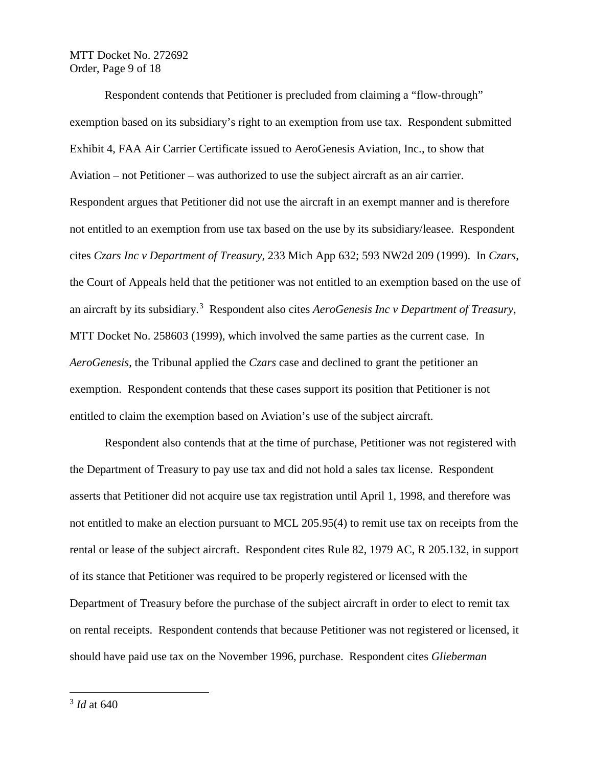Respondent contends that Petitioner is precluded from claiming a "flow-through" exemption based on its subsidiary's right to an exemption from use tax. Respondent submitted Exhibit 4, FAA Air Carrier Certificate issued to AeroGenesis Aviation, Inc., to show that Aviation – not Petitioner – was authorized to use the subject aircraft as an air carrier. Respondent argues that Petitioner did not use the aircraft in an exempt manner and is therefore not entitled to an exemption from use tax based on the use by its subsidiary/leasee. Respondent cites *Czars Inc v Department of Treasury*, 233 Mich App 632; 593 NW2d 209 (1999). In *Czars*, the Court of Appeals held that the petitioner was not entitled to an exemption based on the use of an aircraft by its subsidiary.[3] Respondent also cites *AeroGenesis Inc v Department of Treasury*, MTT Docket No. 258603 (1999), which involved the same parties as the current case. In *AeroGenesis*, the Tribunal applied the *Czars* case and declined to grant the petitioner an exemption. Respondent contends that these cases support its position that Petitioner is not entitled to claim the exemption based on Aviation's use of the subject aircraft.

Respondent also contends that at the time of purchase, Petitioner was not registered with the Department of Treasury to pay use tax and did not hold a sales tax license. Respondent asserts that Petitioner did not acquire use tax registration until April 1, 1998, and therefore was not entitled to make an election pursuant to MCL 205.95(4) to remit use tax on receipts from the rental or lease of the subject aircraft. Respondent cites Rule 82, 1979 AC, R 205.132, in support of its stance that Petitioner was required to be properly registered or licensed with the Department of Treasury before the purchase of the subject aircraft in order to elect to remit tax on rental receipts. Respondent contends that because Petitioner was not registered or licensed, it should have paid use tax on the November 1996, purchase. Respondent cites *Glieberman*

[3] *Id* at 640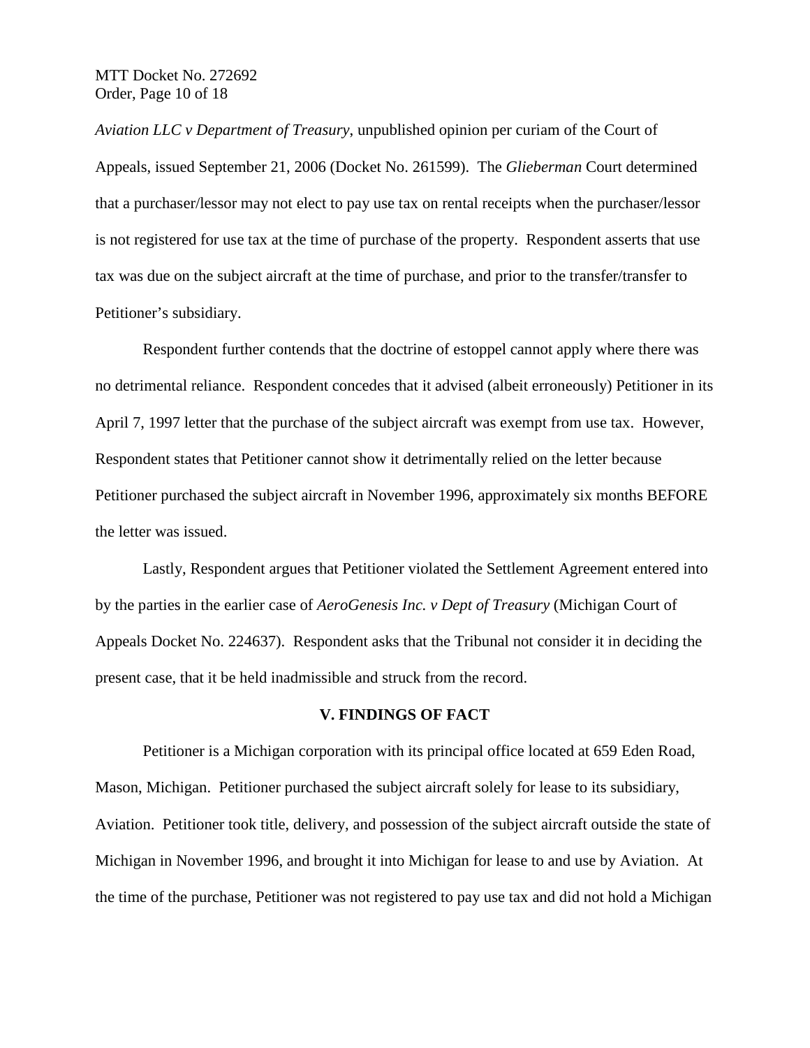*Aviation LLC v Department of Treasury*, unpublished opinion per curiam of the Court of Appeals, issued September 21, 2006 (Docket No. 261599). The *Glieberman* Court determined that a purchaser/lessor may not elect to pay use tax on rental receipts when the purchaser/lessor is not registered for use tax at the time of purchase of the property. Respondent asserts that use tax was due on the subject aircraft at the time of purchase, and prior to the transfer/transfer to Petitioner's subsidiary.

Respondent further contends that the doctrine of estoppel cannot apply where there was no detrimental reliance. Respondent concedes that it advised (albeit erroneously) Petitioner in its April 7, 1997 letter that the purchase of the subject aircraft was exempt from use tax. However, Respondent states that Petitioner cannot show it detrimentally relied on the letter because Petitioner purchased the subject aircraft in November 1996, approximately six months BEFORE the letter was issued.

Lastly, Respondent argues that Petitioner violated the Settlement Agreement entered into by the parties in the earlier case of *AeroGenesis Inc. v Dept of Treasury* (Michigan Court of Appeals Docket No. 224637). Respondent asks that the Tribunal not consider it in deciding the present case, that it be held inadmissible and struck from the record.

## V. FINDINGS OF FACT

Petitioner is a Michigan corporation with its principal office located at 659 Eden Road, Mason, Michigan. Petitioner purchased the subject aircraft solely for lease to its subsidiary, Aviation. Petitioner took title, delivery, and possession of the subject aircraft outside the state of Michigan in November 1996, and brought it into Michigan for lease to and use by Aviation. At the time of the purchase, Petitioner was not registered to pay use tax and did not hold a Michigan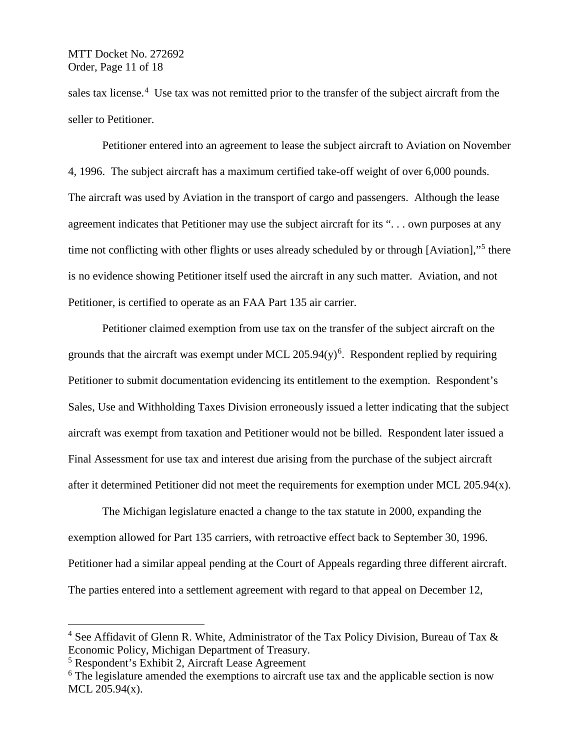sales tax license.[4] Use tax was not remitted prior to the transfer of the subject aircraft from the seller to Petitioner.

Petitioner entered into an agreement to lease the subject aircraft to Aviation on November 4, 1996. The subject aircraft has a maximum certified take-off weight of over 6,000 pounds. The aircraft was used by Aviation in the transport of cargo and passengers. Although the lease agreement indicates that Petitioner may use the subject aircraft for its ". . . own purposes at any time not conflicting with other flights or uses already scheduled by or through [Aviation],"[5] there is no evidence showing Petitioner itself used the aircraft in any such matter. Aviation, and not Petitioner, is certified to operate as an FAA Part 135 air carrier.

Petitioner claimed exemption from use tax on the transfer of the subject aircraft on the grounds that the aircraft was exempt under MCL 205.94(y)[6]. Respondent replied by requiring Petitioner to submit documentation evidencing its entitlement to the exemption. Respondent's Sales, Use and Withholding Taxes Division erroneously issued a letter indicating that the subject aircraft was exempt from taxation and Petitioner would not be billed. Respondent later issued a Final Assessment for use tax and interest due arising from the purchase of the subject aircraft after it determined Petitioner did not meet the requirements for exemption under MCL 205.94(x).

The Michigan legislature enacted a change to the tax statute in 2000, expanding the exemption allowed for Part 135 carriers, with retroactive effect back to September 30, 1996. Petitioner had a similar appeal pending at the Court of Appeals regarding three different aircraft. The parties entered into a settlement agreement with regard to that appeal on December 12,

---

[4] See Affidavit of Glenn R. White, Administrator of the Tax Policy Division, Bureau of Tax & Economic Policy, Michigan Department of Treasury.

[5] Respondent's Exhibit 2, Aircraft Lease Agreement

[6] The legislature amended the exemptions to aircraft use tax and the applicable section is now MCL 205.94(x).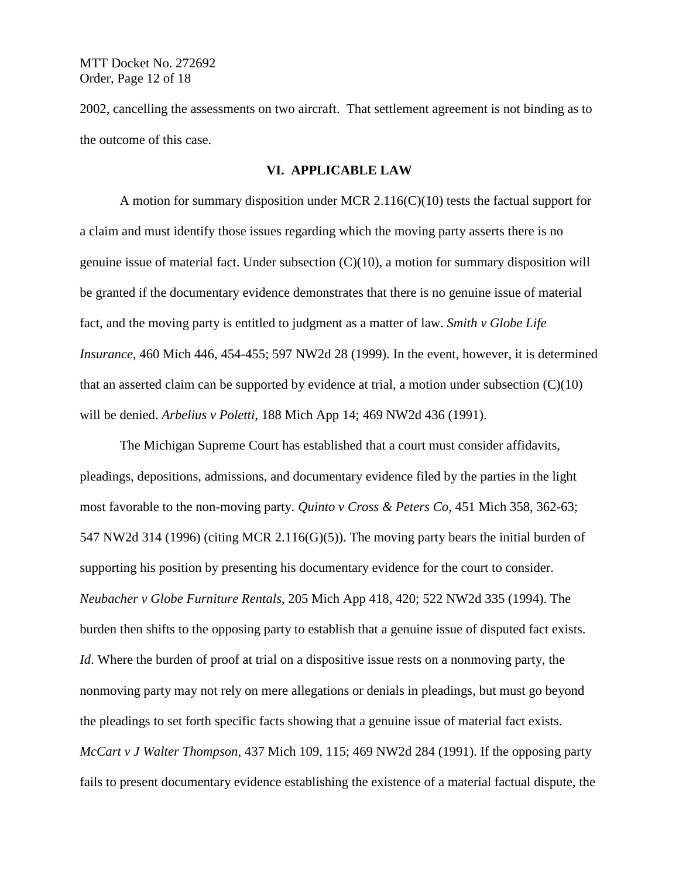2002, cancelling the assessments on two aircraft. That settlement agreement is not binding as to the outcome of this case.

## VI. APPLICABLE LAW

A motion for summary disposition under MCR 2.116(C)(10) tests the factual support for a claim and must identify those issues regarding which the moving party asserts there is no genuine issue of material fact. Under subsection (C)(10), a motion for summary disposition will be granted if the documentary evidence demonstrates that there is no genuine issue of material fact, and the moving party is entitled to judgment as a matter of law. *Smith v Globe Life Insurance*, 460 Mich 446, 454-455; 597 NW2d 28 (1999). In the event, however, it is determined that an asserted claim can be supported by evidence at trial, a motion under subsection (C)(10) will be denied. *Arbelius v Poletti*, 188 Mich App 14; 469 NW2d 436 (1991).

The Michigan Supreme Court has established that a court must consider affidavits, pleadings, depositions, admissions, and documentary evidence filed by the parties in the light most favorable to the non-moving party. *Quinto v Cross & Peters Co*, 451 Mich 358, 362-63; 547 NW2d 314 (1996) (citing MCR 2.116(G)(5)). The moving party bears the initial burden of supporting his position by presenting his documentary evidence for the court to consider. *Neubacher v Globe Furniture Rentals*, 205 Mich App 418, 420; 522 NW2d 335 (1994). The burden then shifts to the opposing party to establish that a genuine issue of disputed fact exists. *Id.* Where the burden of proof at trial on a dispositive issue rests on a nonmoving party, the nonmoving party may not rely on mere allegations or denials in pleadings, but must go beyond the pleadings to set forth specific facts showing that a genuine issue of material fact exists. *McCart v J Walter Thompson*, 437 Mich 109, 115; 469 NW2d 284 (1991). If the opposing party fails to present documentary evidence establishing the existence of a material factual dispute, the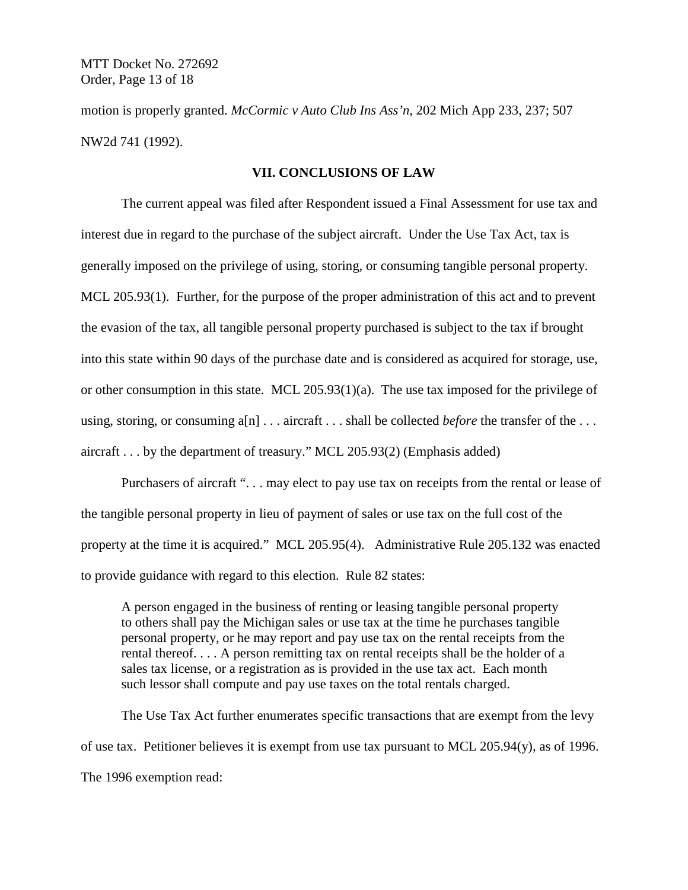motion is properly granted. *McCormic v Auto Club Ins Ass'n*, 202 Mich App 233, 237; 507 NW2d 741 (1992).

## VII. CONCLUSIONS OF LAW

The current appeal was filed after Respondent issued a Final Assessment for use tax and interest due in regard to the purchase of the subject aircraft. Under the Use Tax Act, tax is generally imposed on the privilege of using, storing, or consuming tangible personal property. MCL 205.93(1). Further, for the purpose of the proper administration of this act and to prevent the evasion of the tax, all tangible personal property purchased is subject to the tax if brought into this state within 90 days of the purchase date and is considered as acquired for storage, use, or other consumption in this state. MCL 205.93(1)(a). The use tax imposed for the privilege of using, storing, or consuming a[n] . . . aircraft . . . shall be collected *before* the transfer of the . . . aircraft . . . by the department of treasury." MCL 205.93(2) (Emphasis added)

Purchasers of aircraft ". . . may elect to pay use tax on receipts from the rental or lease of the tangible personal property in lieu of payment of sales or use tax on the full cost of the property at the time it is acquired." MCL 205.95(4). Administrative Rule 205.132 was enacted to provide guidance with regard to this election. Rule 82 states:

> A person engaged in the business of renting or leasing tangible personal property to others shall pay the Michigan sales or use tax at the time he purchases tangible personal property, or he may report and pay use tax on the rental receipts from the rental thereof. . . . A person remitting tax on rental receipts shall be the holder of a sales tax license, or a registration as is provided in the use tax act. Each month such lessor shall compute and pay use taxes on the total rentals charged.

The Use Tax Act further enumerates specific transactions that are exempt from the levy of use tax. Petitioner believes it is exempt from use tax pursuant to MCL 205.94(y), as of 1996. The 1996 exemption read: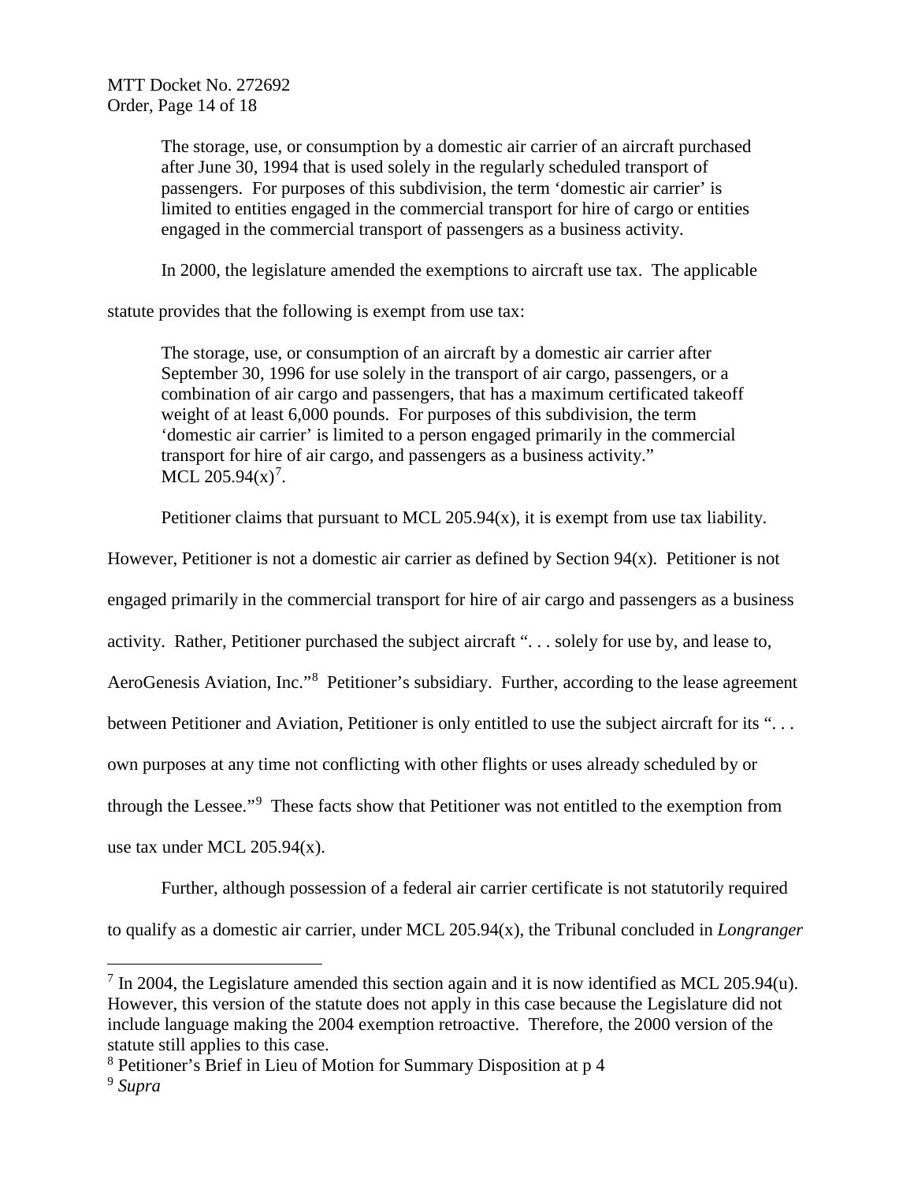> The storage, use, or consumption by a domestic air carrier of an aircraft purchased after June 30, 1994 that is used solely in the regularly scheduled transport of passengers. For purposes of this subdivision, the term 'domestic air carrier' is limited to entities engaged in the commercial transport for hire of cargo or entities engaged in the commercial transport of passengers as a business activity.

In 2000, the legislature amended the exemptions to aircraft use tax. The applicable statute provides that the following is exempt from use tax:

> The storage, use, or consumption of an aircraft by a domestic air carrier after September 30, 1996 for use solely in the transport of air cargo, passengers, or a combination of air cargo and passengers, that has a maximum certificated takeoff weight of at least 6,000 pounds. For purposes of this subdivision, the term 'domestic air carrier' is limited to a person engaged primarily in the commercial transport for hire of air cargo, and passengers as a business activity." MCL 205.94(x)[7].

Petitioner claims that pursuant to MCL 205.94(x), it is exempt from use tax liability. However, Petitioner is not a domestic air carrier as defined by Section 94(x). Petitioner is not engaged primarily in the commercial transport for hire of air cargo and passengers as a business activity. Rather, Petitioner purchased the subject aircraft ". . . solely for use by, and lease to, AeroGenesis Aviation, Inc."[8] Petitioner's subsidiary. Further, according to the lease agreement between Petitioner and Aviation, Petitioner is only entitled to use the subject aircraft for its ". . . own purposes at any time not conflicting with other flights or uses already scheduled by or through the Lessee."[9] These facts show that Petitioner was not entitled to the exemption from use tax under MCL 205.94(x).

Further, although possession of a federal air carrier certificate is not statutorily required to qualify as a domestic air carrier, under MCL 205.94(x), the Tribunal concluded in *Longranger*

---

[7] In 2004, the Legislature amended this section again and it is now identified as MCL 205.94(u). However, this version of the statute does not apply in this case because the Legislature did not include language making the 2004 exemption retroactive. Therefore, the 2000 version of the statute still applies to this case.

[8] Petitioner's Brief in Lieu of Motion for Summary Disposition at p 4

[9] *Supra*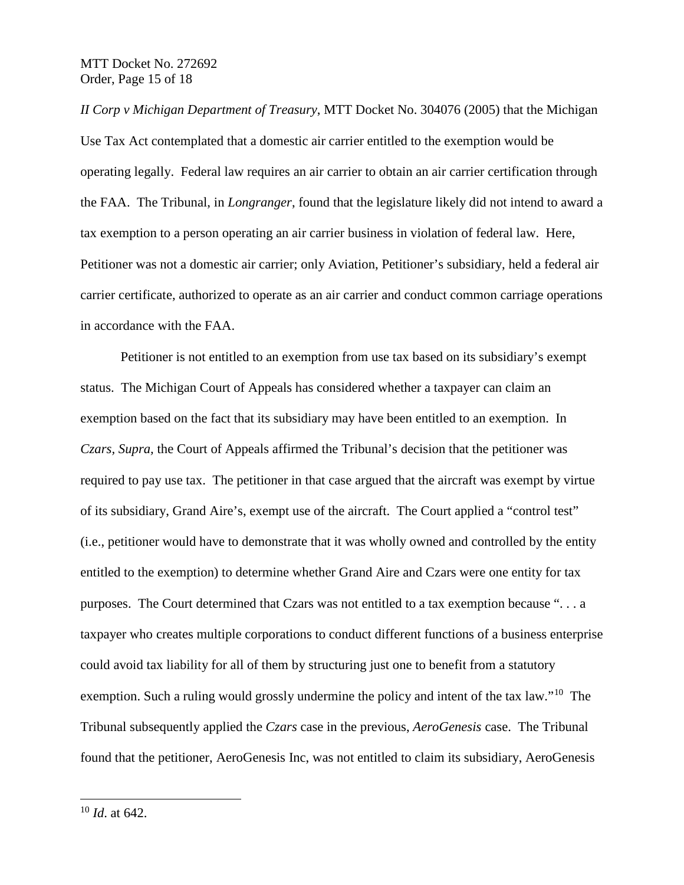*II Corp v Michigan Department of Treasury*, MTT Docket No. 304076 (2005) that the Michigan Use Tax Act contemplated that a domestic air carrier entitled to the exemption would be operating legally. Federal law requires an air carrier to obtain an air carrier certification through the FAA. The Tribunal, in *Longranger*, found that the legislature likely did not intend to award a tax exemption to a person operating an air carrier business in violation of federal law. Here, Petitioner was not a domestic air carrier; only Aviation, Petitioner's subsidiary, held a federal air carrier certificate, authorized to operate as an air carrier and conduct common carriage operations in accordance with the FAA.

Petitioner is not entitled to an exemption from use tax based on its subsidiary's exempt status. The Michigan Court of Appeals has considered whether a taxpayer can claim an exemption based on the fact that its subsidiary may have been entitled to an exemption. In *Czars, Supra,* the Court of Appeals affirmed the Tribunal's decision that the petitioner was required to pay use tax. The petitioner in that case argued that the aircraft was exempt by virtue of its subsidiary, Grand Aire's, exempt use of the aircraft. The Court applied a "control test" (i.e., petitioner would have to demonstrate that it was wholly owned and controlled by the entity entitled to the exemption) to determine whether Grand Aire and Czars were one entity for tax purposes. The Court determined that Czars was not entitled to a tax exemption because ". . . a taxpayer who creates multiple corporations to conduct different functions of a business enterprise could avoid tax liability for all of them by structuring just one to benefit from a statutory exemption. Such a ruling would grossly undermine the policy and intent of the tax law."[10] The Tribunal subsequently applied the *Czars* case in the previous, *AeroGenesis* case. The Tribunal found that the petitioner, AeroGenesis Inc, was not entitled to claim its subsidiary, AeroGenesis

[10] *Id*. at 642.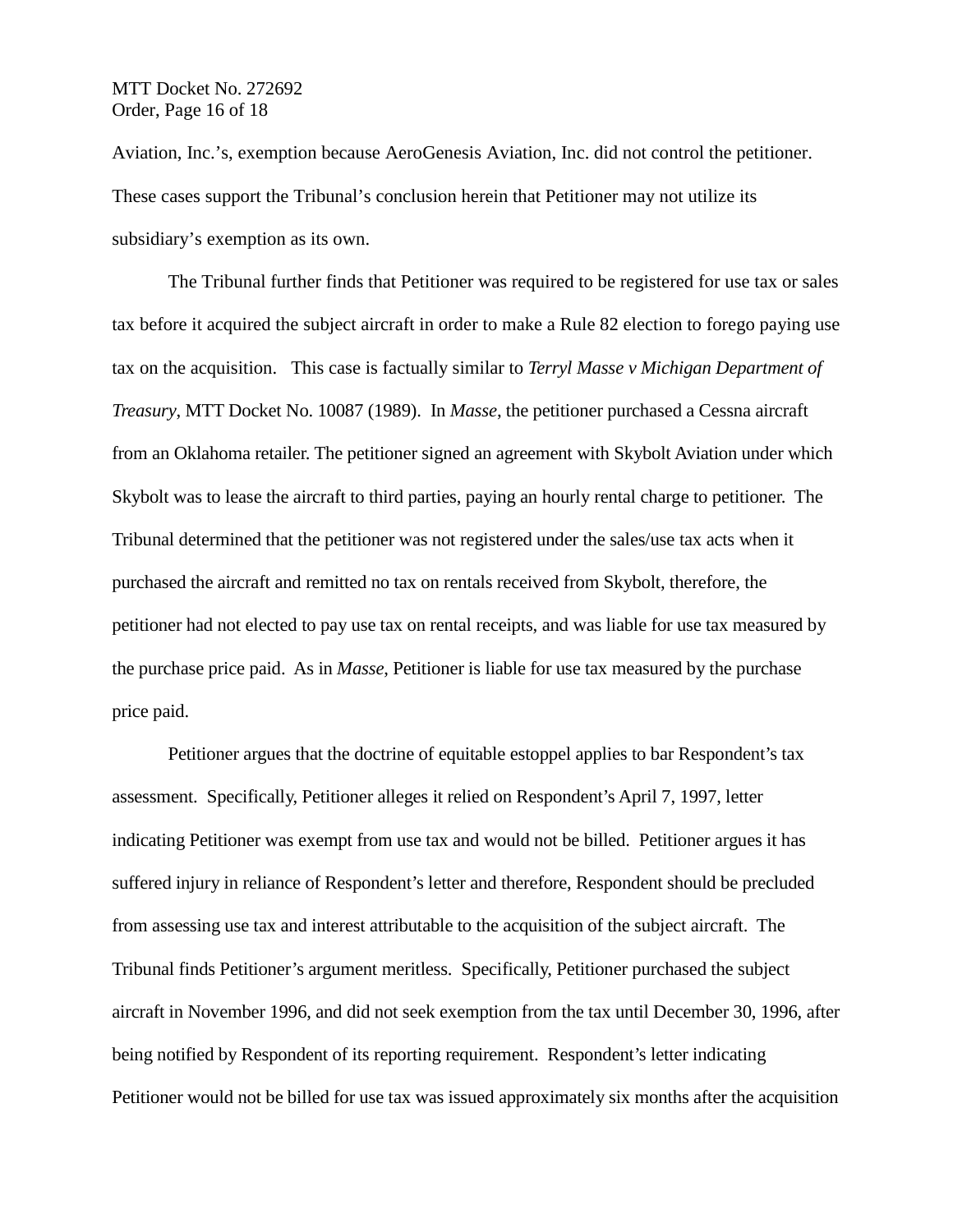Aviation, Inc.'s, exemption because AeroGenesis Aviation, Inc. did not control the petitioner. These cases support the Tribunal's conclusion herein that Petitioner may not utilize its subsidiary's exemption as its own.

The Tribunal further finds that Petitioner was required to be registered for use tax or sales tax before it acquired the subject aircraft in order to make a Rule 82 election to forego paying use tax on the acquisition. This case is factually similar to *Terryl Masse v Michigan Department of Treasury*, MTT Docket No. 10087 (1989). In *Masse*, the petitioner purchased a Cessna aircraft from an Oklahoma retailer. The petitioner signed an agreement with Skybolt Aviation under which Skybolt was to lease the aircraft to third parties, paying an hourly rental charge to petitioner. The Tribunal determined that the petitioner was not registered under the sales/use tax acts when it purchased the aircraft and remitted no tax on rentals received from Skybolt, therefore, the petitioner had not elected to pay use tax on rental receipts, and was liable for use tax measured by the purchase price paid. As in *Masse*, Petitioner is liable for use tax measured by the purchase price paid.

Petitioner argues that the doctrine of equitable estoppel applies to bar Respondent's tax assessment. Specifically, Petitioner alleges it relied on Respondent's April 7, 1997, letter indicating Petitioner was exempt from use tax and would not be billed. Petitioner argues it has suffered injury in reliance of Respondent's letter and therefore, Respondent should be precluded from assessing use tax and interest attributable to the acquisition of the subject aircraft. The Tribunal finds Petitioner's argument meritless. Specifically, Petitioner purchased the subject aircraft in November 1996, and did not seek exemption from the tax until December 30, 1996, after being notified by Respondent of its reporting requirement. Respondent's letter indicating Petitioner would not be billed for use tax was issued approximately six months after the acquisition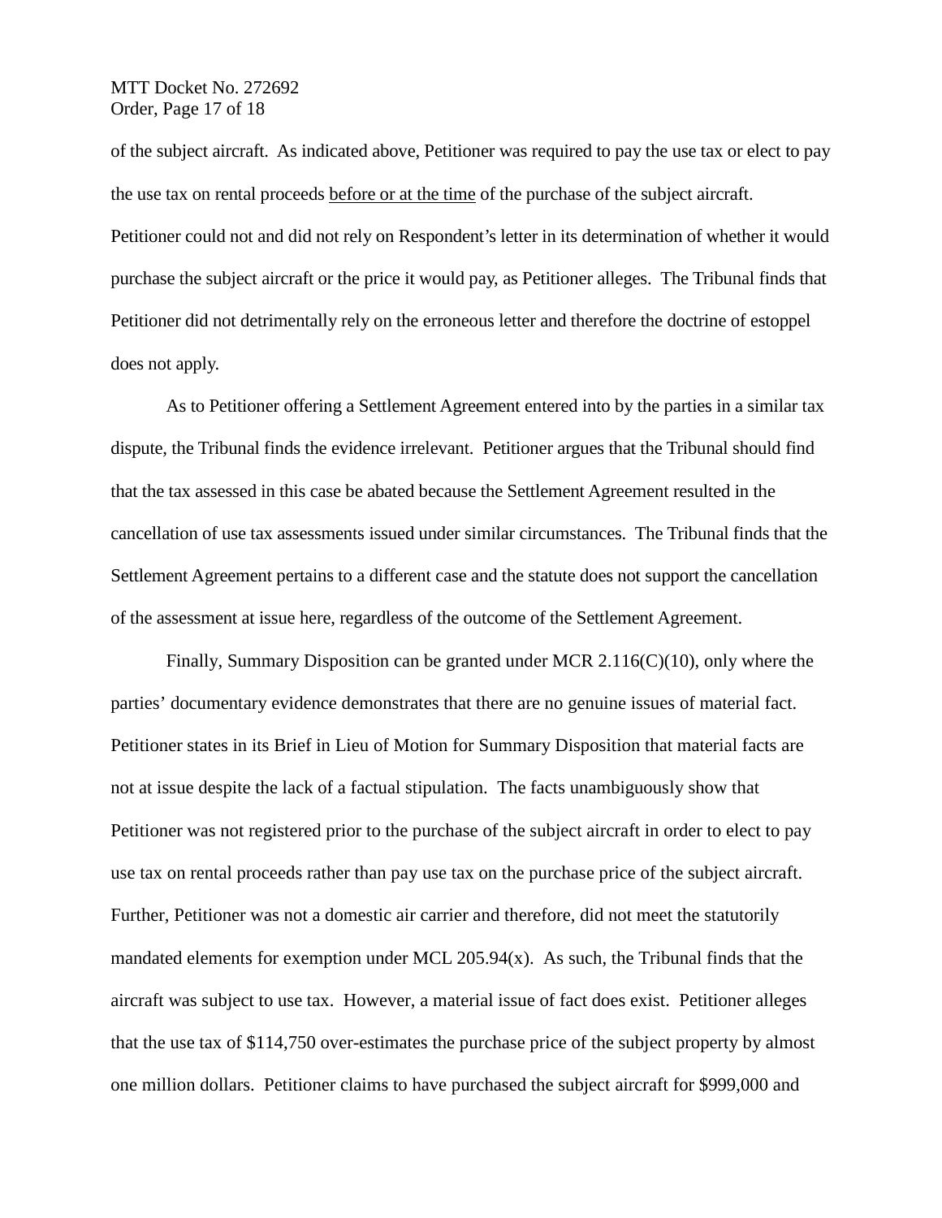of the subject aircraft. As indicated above, Petitioner was required to pay the use tax or elect to pay the use tax on rental proceeds <u>before or at the time</u> of the purchase of the subject aircraft. Petitioner could not and did not rely on Respondent's letter in its determination of whether it would purchase the subject aircraft or the price it would pay, as Petitioner alleges. The Tribunal finds that Petitioner did not detrimentally rely on the erroneous letter and therefore the doctrine of estoppel does not apply.

As to Petitioner offering a Settlement Agreement entered into by the parties in a similar tax dispute, the Tribunal finds the evidence irrelevant. Petitioner argues that the Tribunal should find that the tax assessed in this case be abated because the Settlement Agreement resulted in the cancellation of use tax assessments issued under similar circumstances. The Tribunal finds that the Settlement Agreement pertains to a different case and the statute does not support the cancellation of the assessment at issue here, regardless of the outcome of the Settlement Agreement.

Finally, Summary Disposition can be granted under MCR 2.116(C)(10), only where the parties' documentary evidence demonstrates that there are no genuine issues of material fact. Petitioner states in its Brief in Lieu of Motion for Summary Disposition that material facts are not at issue despite the lack of a factual stipulation. The facts unambiguously show that Petitioner was not registered prior to the purchase of the subject aircraft in order to elect to pay use tax on rental proceeds rather than pay use tax on the purchase price of the subject aircraft. Further, Petitioner was not a domestic air carrier and therefore, did not meet the statutorily mandated elements for exemption under MCL 205.94(x). As such, the Tribunal finds that the aircraft was subject to use tax. However, a material issue of fact does exist. Petitioner alleges that the use tax of $114,750 over-estimates the purchase price of the subject property by almost one million dollars. Petitioner claims to have purchased the subject aircraft for $999,000 and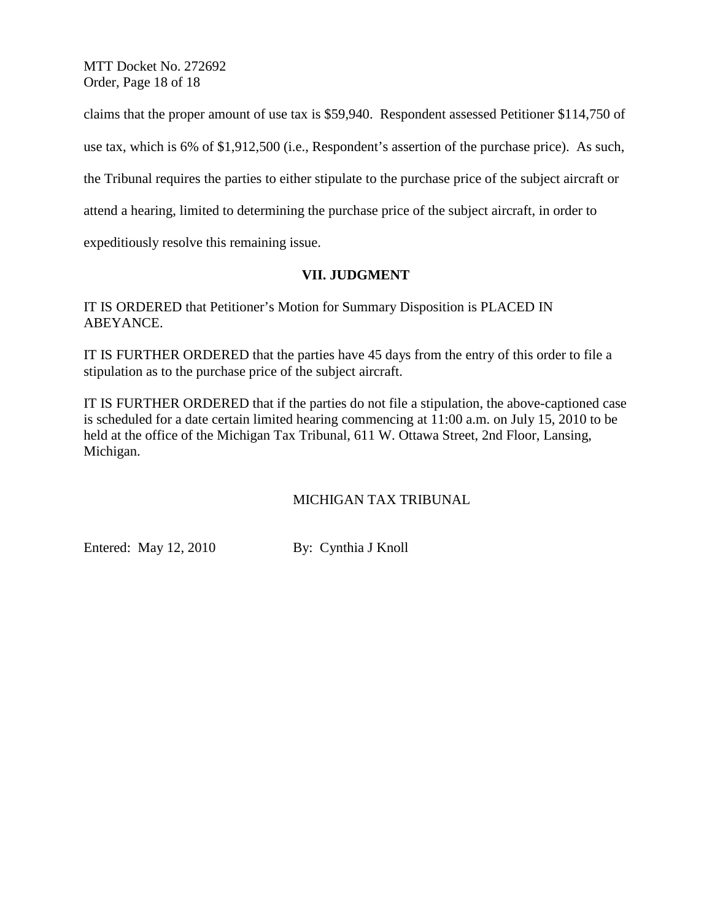claims that the proper amount of use tax is $59,940. Respondent assessed Petitioner $114,750 of use tax, which is 6% of $1,912,500 (i.e., Respondent's assertion of the purchase price). As such, the Tribunal requires the parties to either stipulate to the purchase price of the subject aircraft or attend a hearing, limited to determining the purchase price of the subject aircraft, in order to expeditiously resolve this remaining issue.

## VII. JUDGMENT

IT IS ORDERED that Petitioner's Motion for Summary Disposition is PLACED IN ABEYANCE.

IT IS FURTHER ORDERED that the parties have 45 days from the entry of this order to file a stipulation as to the purchase price of the subject aircraft.

IT IS FURTHER ORDERED that if the parties do not file a stipulation, the above-captioned case is scheduled for a date certain limited hearing commencing at 11:00 a.m. on July 15, 2010 to be held at the office of the Michigan Tax Tribunal, 611 W. Ottawa Street, 2nd Floor, Lansing, Michigan.

MICHIGAN TAX TRIBUNAL

Entered: May 12, 2010 By: Cynthia J Knoll